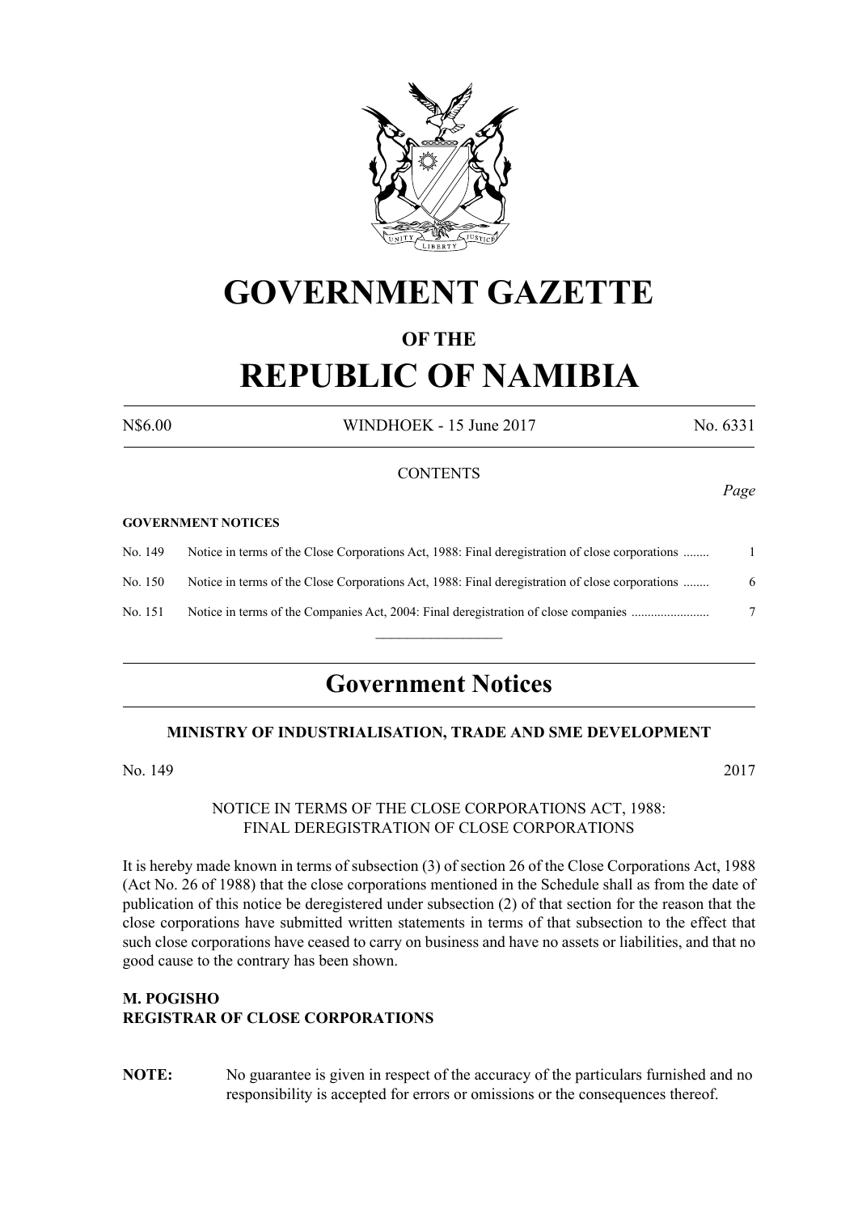# GOVERNMENT GAZETTE

## OF THE

# REPUBLIC OF NAMIBIA

N$6.00 WINDHOEK - 15 June 2017 No. 6331

CONTENTS

*Page*

**GOVERNMENT NOTICES**

| No. | | Page |
|---|---|---|
| No. 149 | Notice in terms of the Close Corporations Act, 1988: Final deregistration of close corporations | 1 |
| No. 150 | Notice in terms of the Close Corporations Act, 1988: Final deregistration of close corporations | 6 |
| No. 151 | Notice in terms of the Companies Act, 2004: Final deregistration of close companies | 7 |

## Government Notices

### MINISTRY OF INDUSTRIALISATION, TRADE AND SME DEVELOPMENT

No. 149 2017

NOTICE IN TERMS OF THE CLOSE CORPORATIONS ACT, 1988:
FINAL DEREGISTRATION OF CLOSE CORPORATIONS

It is hereby made known in terms of subsection (3) of section 26 of the Close Corporations Act, 1988 (Act No. 26 of 1988) that the close corporations mentioned in the Schedule shall as from the date of publication of this notice be deregistered under subsection (2) of that section for the reason that the close corporations have submitted written statements in terms of that subsection to the effect that such close corporations have ceased to carry on business and have no assets or liabilities, and that no good cause to the contrary has been shown.

**M. POGISHO**
**REGISTRAR OF CLOSE CORPORATIONS**

**NOTE:** No guarantee is given in respect of the accuracy of the particulars furnished and no responsibility is accepted for errors or omissions or the consequences thereof.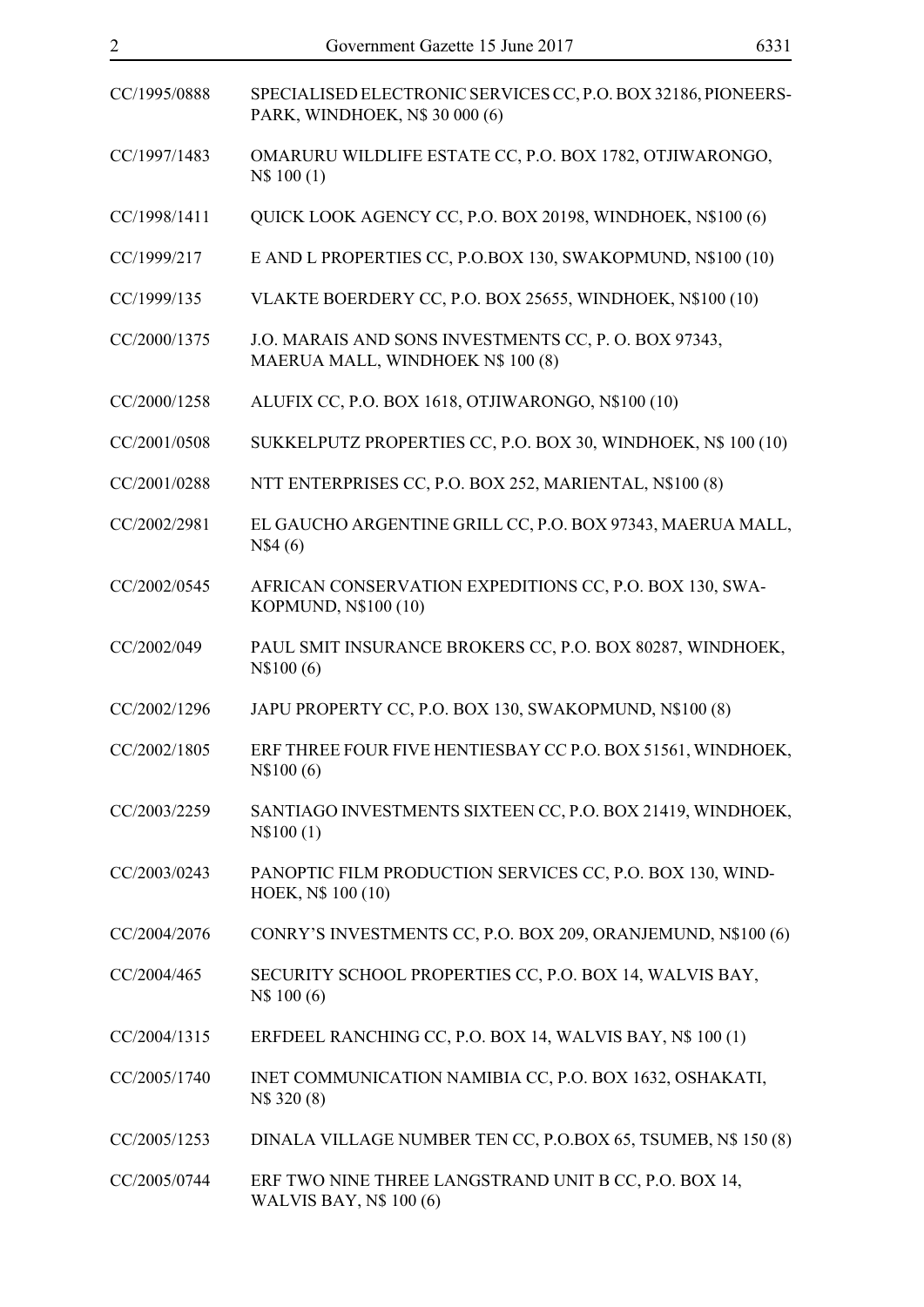| | |
|---|---|
| CC/1995/0888 | SPECIALISED ELECTRONIC SERVICES CC, P.O. BOX 32186, PIONEERS-PARK, WINDHOEK, N$ 30 000 (6) |
| CC/1997/1483 | OMARURU WILDLIFE ESTATE CC, P.O. BOX 1782, OTJIWARONGO, N$ 100 (1) |
| CC/1998/1411 | QUICK LOOK AGENCY CC, P.O. BOX 20198, WINDHOEK, N$100 (6) |
| CC/1999/217 | E AND L PROPERTIES CC, P.O.BOX 130, SWAKOPMUND, N$100 (10) |
| CC/1999/135 | VLAKTE BOERDERY CC, P.O. BOX 25655, WINDHOEK, N$100 (10) |
| CC/2000/1375 | J.O. MARAIS AND SONS INVESTMENTS CC, P. O. BOX 97343, MAERUA MALL, WINDHOEK N$ 100 (8) |
| CC/2000/1258 | ALUFIX CC, P.O. BOX 1618, OTJIWARONGO, N$100 (10) |
| CC/2001/0508 | SUKKELPUTZ PROPERTIES CC, P.O. BOX 30, WINDHOEK, N$ 100 (10) |
| CC/2001/0288 | NTT ENTERPRISES CC, P.O. BOX 252, MARIENTAL, N$100 (8) |
| CC/2002/2981 | EL GAUCHO ARGENTINE GRILL CC, P.O. BOX 97343, MAERUA MALL, N$4 (6) |
| CC/2002/0545 | AFRICAN CONSERVATION EXPEDITIONS CC, P.O. BOX 130, SWA-KOPMUND, N$100 (10) |
| CC/2002/049 | PAUL SMIT INSURANCE BROKERS CC, P.O. BOX 80287, WINDHOEK, N$100 (6) |
| CC/2002/1296 | JAPU PROPERTY CC, P.O. BOX 130, SWAKOPMUND, N$100 (8) |
| CC/2002/1805 | ERF THREE FOUR FIVE HENTIESBAY CC P.O. BOX 51561, WINDHOEK, N$100 (6) |
| CC/2003/2259 | SANTIAGO INVESTMENTS SIXTEEN CC, P.O. BOX 21419, WINDHOEK, N$100 (1) |
| CC/2003/0243 | PANOPTIC FILM PRODUCTION SERVICES CC, P.O. BOX 130, WIND-HOEK, N$ 100 (10) |
| CC/2004/2076 | CONRY'S INVESTMENTS CC, P.O. BOX 209, ORANJEMUND, N$100 (6) |
| CC/2004/465 | SECURITY SCHOOL PROPERTIES CC, P.O. BOX 14, WALVIS BAY, N$ 100 (6) |
| CC/2004/1315 | ERFDEEL RANCHING CC, P.O. BOX 14, WALVIS BAY, N$ 100 (1) |
| CC/2005/1740 | INET COMMUNICATION NAMIBIA CC, P.O. BOX 1632, OSHAKATI, N$ 320 (8) |
| CC/2005/1253 | DINALA VILLAGE NUMBER TEN CC, P.O.BOX 65, TSUMEB, N$ 150 (8) |
| CC/2005/0744 | ERF TWO NINE THREE LANGSTRAND UNIT B CC, P.O. BOX 14, WALVIS BAY, N$ 100 (6) |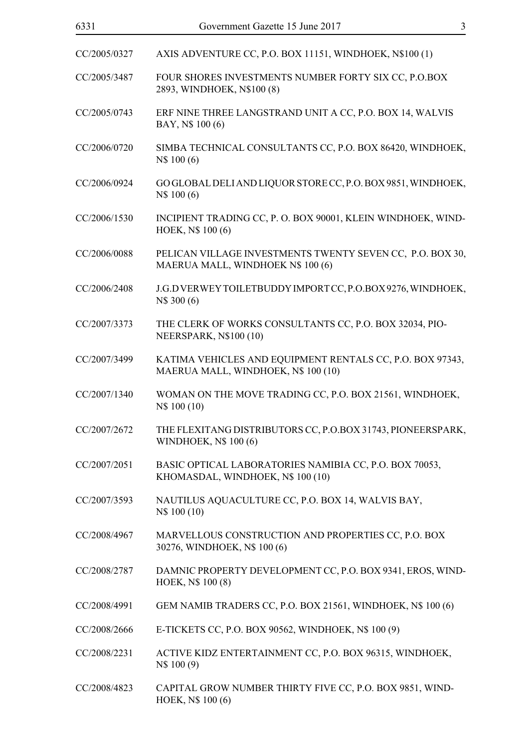| | |
|---|---|
| CC/2005/0327 | AXIS ADVENTURE CC, P.O. BOX 11151, WINDHOEK, N$100 (1) |
| CC/2005/3487 | FOUR SHORES INVESTMENTS NUMBER FORTY SIX CC, P.O.BOX 2893, WINDHOEK, N$100 (8) |
| CC/2005/0743 | ERF NINE THREE LANGSTRAND UNIT A CC, P.O. BOX 14, WALVIS BAY, N$ 100 (6) |
| CC/2006/0720 | SIMBA TECHNICAL CONSULTANTS CC, P.O. BOX 86420, WINDHOEK, N$ 100 (6) |
| CC/2006/0924 | GO GLOBAL DELI AND LIQUOR STORE CC, P.O. BOX 9851, WINDHOEK, N$ 100 (6) |
| CC/2006/1530 | INCIPIENT TRADING CC, P. O. BOX 90001, KLEIN WINDHOEK, WINDHOEK, N$ 100 (6) |
| CC/2006/0088 | PELICAN VILLAGE INVESTMENTS TWENTY SEVEN CC, P.O. BOX 30, MAERUA MALL, WINDHOEK N$ 100 (6) |
| CC/2006/2408 | J.G.D VERWEY TOILETBUDDY IMPORT CC, P.O.BOX 9276, WINDHOEK, N$ 300 (6) |
| CC/2007/3373 | THE CLERK OF WORKS CONSULTANTS CC, P.O. BOX 32034, PIONEERSPARK, N$100 (10) |
| CC/2007/3499 | KATIMA VEHICLES AND EQUIPMENT RENTALS CC, P.O. BOX 97343, MAERUA MALL, WINDHOEK, N$ 100 (10) |
| CC/2007/1340 | WOMAN ON THE MOVE TRADING CC, P.O. BOX 21561, WINDHOEK, N$ 100 (10) |
| CC/2007/2672 | THE FLEXITANG DISTRIBUTORS CC, P.O.BOX 31743, PIONEERSPARK, WINDHOEK, N$ 100 (6) |
| CC/2007/2051 | BASIC OPTICAL LABORATORIES NAMIBIA CC, P.O. BOX 70053, KHOMASDAL, WINDHOEK, N$ 100 (10) |
| CC/2007/3593 | NAUTILUS AQUACULTURE CC, P.O. BOX 14, WALVIS BAY, N$ 100 (10) |
| CC/2008/4967 | MARVELLOUS CONSTRUCTION AND PROPERTIES CC, P.O. BOX 30276, WINDHOEK, N$ 100 (6) |
| CC/2008/2787 | DAMNIC PROPERTY DEVELOPMENT CC, P.O. BOX 9341, EROS, WINDHOEK, N$ 100 (8) |
| CC/2008/4991 | GEM NAMIB TRADERS CC, P.O. BOX 21561, WINDHOEK, N$ 100 (6) |
| CC/2008/2666 | E-TICKETS CC, P.O. BOX 90562, WINDHOEK, N$ 100 (9) |
| CC/2008/2231 | ACTIVE KIDZ ENTERTAINMENT CC, P.O. BOX 96315, WINDHOEK, N$ 100 (9) |
| CC/2008/4823 | CAPITAL GROW NUMBER THIRTY FIVE CC, P.O. BOX 9851, WINDHOEK, N$ 100 (6) |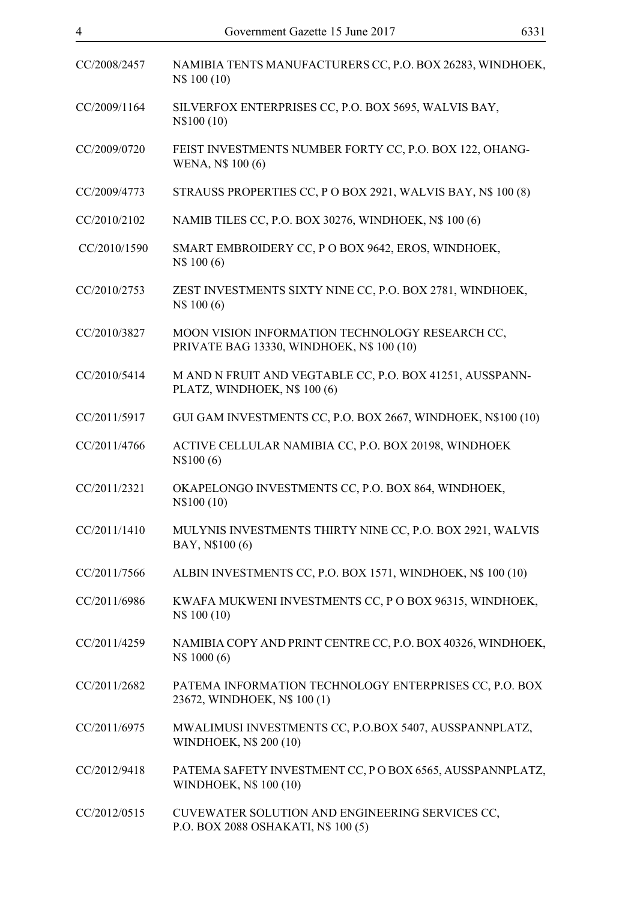| | |
|---|---|
| CC/2008/2457 | NAMIBIA TENTS MANUFACTURERS CC, P.O. BOX 26283, WINDHOEK, N$ 100 (10) |
| CC/2009/1164 | SILVERFOX ENTERPRISES CC, P.O. BOX 5695, WALVIS BAY, N$100 (10) |
| CC/2009/0720 | FEIST INVESTMENTS NUMBER FORTY CC, P.O. BOX 122, OHANG-WENA, N$ 100 (6) |
| CC/2009/4773 | STRAUSS PROPERTIES CC, P O BOX 2921, WALVIS BAY, N$ 100 (8) |
| CC/2010/2102 | NAMIB TILES CC, P.O. BOX 30276, WINDHOEK, N$ 100 (6) |
| CC/2010/1590 | SMART EMBROIDERY CC, P O BOX 9642, EROS, WINDHOEK, N$ 100 (6) |
| CC/2010/2753 | ZEST INVESTMENTS SIXTY NINE CC, P.O. BOX 2781, WINDHOEK, N$ 100 (6) |
| CC/2010/3827 | MOON VISION INFORMATION TECHNOLOGY RESEARCH CC, PRIVATE BAG 13330, WINDHOEK, N$ 100 (10) |
| CC/2010/5414 | M AND N FRUIT AND VEGTABLE CC, P.O. BOX 41251, AUSSPANN-PLATZ, WINDHOEK, N$ 100 (6) |
| CC/2011/5917 | GUI GAM INVESTMENTS CC, P.O. BOX 2667, WINDHOEK, N$100 (10) |
| CC/2011/4766 | ACTIVE CELLULAR NAMIBIA CC, P.O. BOX 20198, WINDHOEK N$100 (6) |
| CC/2011/2321 | OKAPELONGO INVESTMENTS CC, P.O. BOX 864, WINDHOEK, N$100 (10) |
| CC/2011/1410 | MULYNIS INVESTMENTS THIRTY NINE CC, P.O. BOX 2921, WALVIS BAY, N$100 (6) |
| CC/2011/7566 | ALBIN INVESTMENTS CC, P.O. BOX 1571, WINDHOEK, N$ 100 (10) |
| CC/2011/6986 | KWAFA MUKWENI INVESTMENTS CC, P O BOX 96315, WINDHOEK, N$ 100 (10) |
| CC/2011/4259 | NAMIBIA COPY AND PRINT CENTRE CC, P.O. BOX 40326, WINDHOEK, N$ 1000 (6) |
| CC/2011/2682 | PATEMA INFORMATION TECHNOLOGY ENTERPRISES CC, P.O. BOX 23672, WINDHOEK, N$ 100 (1) |
| CC/2011/6975 | MWALIMUSI INVESTMENTS CC, P.O.BOX 5407, AUSSPANNPLATZ, WINDHOEK, N$ 200 (10) |
| CC/2012/9418 | PATEMA SAFETY INVESTMENT CC, P O BOX 6565, AUSSPANNPLATZ, WINDHOEK, N$ 100 (10) |
| CC/2012/0515 | CUVEWATER SOLUTION AND ENGINEERING SERVICES CC, P.O. BOX 2088 OSHAKATI, N$ 100 (5) |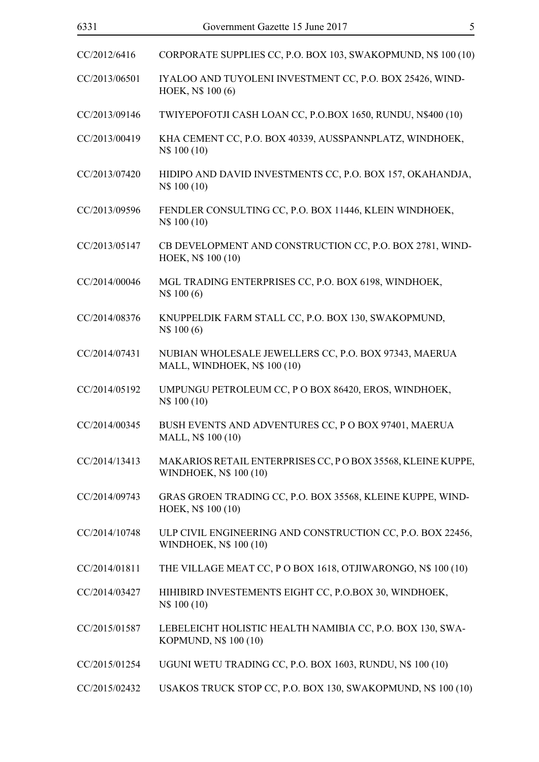| | |
|---|---|
| CC/2012/6416 | CORPORATE SUPPLIES CC, P.O. BOX 103, SWAKOPMUND, N$ 100 (10) |
| CC/2013/06501 | IYALOO AND TUYOLENI INVESTMENT CC, P.O. BOX 25426, WINDHOEK, N$ 100 (6) |
| CC/2013/09146 | TWIYEPOFOTJI CASH LOAN CC, P.O.BOX 1650, RUNDU, N$400 (10) |
| CC/2013/00419 | KHA CEMENT CC, P.O. BOX 40339, AUSSPANNPLATZ, WINDHOEK, N$ 100 (10) |
| CC/2013/07420 | HIDIPO AND DAVID INVESTMENTS CC, P.O. BOX 157, OKAHANDJA, N$ 100 (10) |
| CC/2013/09596 | FENDLER CONSULTING CC, P.O. BOX 11446, KLEIN WINDHOEK, N$ 100 (10) |
| CC/2013/05147 | CB DEVELOPMENT AND CONSTRUCTION CC, P.O. BOX 2781, WINDHOEK, N$ 100 (10) |
| CC/2014/00046 | MGL TRADING ENTERPRISES CC, P.O. BOX 6198, WINDHOEK, N$ 100 (6) |
| CC/2014/08376 | KNUPPELDIK FARM STALL CC, P.O. BOX 130, SWAKOPMUND, N$ 100 (6) |
| CC/2014/07431 | NUBIAN WHOLESALE JEWELLERS CC, P.O. BOX 97343, MAERUA MALL, WINDHOEK, N$ 100 (10) |
| CC/2014/05192 | UMPUNGU PETROLEUM CC, P O BOX 86420, EROS, WINDHOEK, N$ 100 (10) |
| CC/2014/00345 | BUSH EVENTS AND ADVENTURES CC, P O BOX 97401, MAERUA MALL, N$ 100 (10) |
| CC/2014/13413 | MAKARIOS RETAIL ENTERPRISES CC, P O BOX 35568, KLEINE KUPPE, WINDHOEK, N$ 100 (10) |
| CC/2014/09743 | GRAS GROEN TRADING CC, P.O. BOX 35568, KLEINE KUPPE, WINDHOEK, N$ 100 (10) |
| CC/2014/10748 | ULP CIVIL ENGINEERING AND CONSTRUCTION CC, P.O. BOX 22456, WINDHOEK, N$ 100 (10) |
| CC/2014/01811 | THE VILLAGE MEAT CC, P O BOX 1618, OTJIWARONGO, N$ 100 (10) |
| CC/2014/03427 | HIHIBIRD INVESTEMENTS EIGHT CC, P.O.BOX 30, WINDHOEK, N$ 100 (10) |
| CC/2015/01587 | LEBELEICHT HOLISTIC HEALTH NAMIBIA CC, P.O. BOX 130, SWAKOPMUND, N$ 100 (10) |
| CC/2015/01254 | UGUNI WETU TRADING CC, P.O. BOX 1603, RUNDU, N$ 100 (10) |
| CC/2015/02432 | USAKOS TRUCK STOP CC, P.O. BOX 130, SWAKOPMUND, N$ 100 (10) |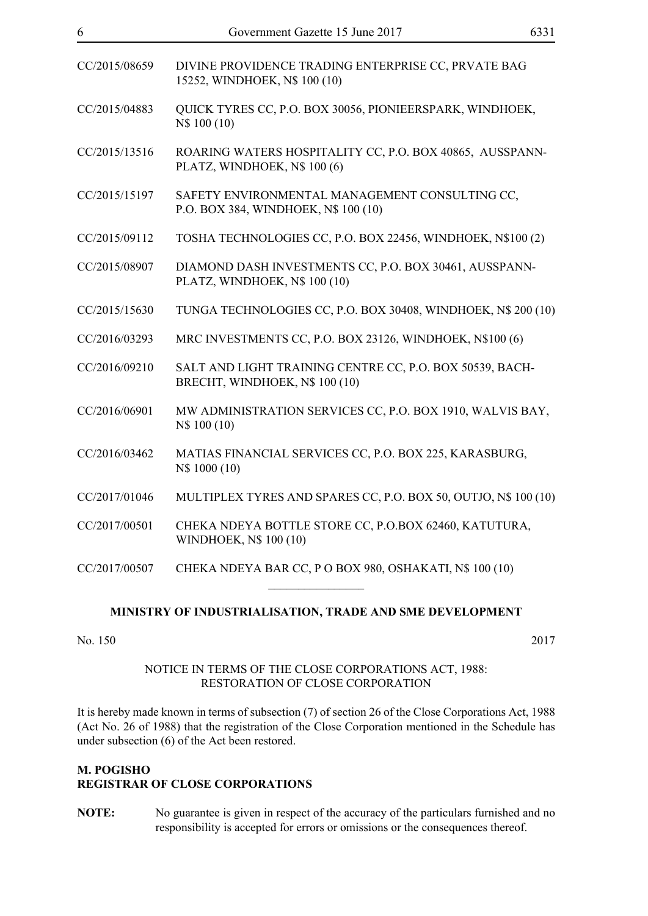CC/2015/08659 DIVINE PROVIDENCE TRADING ENTERPRISE CC, PRVATE BAG 15252, WINDHOEK, N$ 100 (10)

CC/2015/04883 QUICK TYRES CC, P.O. BOX 30056, PIONIEERSPARK, WINDHOEK, N$ 100 (10)

CC/2015/13516 ROARING WATERS HOSPITALITY CC, P.O. BOX 40865, AUSSPANN-PLATZ, WINDHOEK, N$ 100 (6)

CC/2015/15197 SAFETY ENVIRONMENTAL MANAGEMENT CONSULTING CC, P.O. BOX 384, WINDHOEK, N$ 100 (10)

CC/2015/09112 TOSHA TECHNOLOGIES CC, P.O. BOX 22456, WINDHOEK, N$100 (2)

CC/2015/08907 DIAMOND DASH INVESTMENTS CC, P.O. BOX 30461, AUSSPANN-PLATZ, WINDHOEK, N$ 100 (10)

CC/2015/15630 TUNGA TECHNOLOGIES CC, P.O. BOX 30408, WINDHOEK, N$ 200 (10)

CC/2016/03293 MRC INVESTMENTS CC, P.O. BOX 23126, WINDHOEK, N$100 (6)

CC/2016/09210 SALT AND LIGHT TRAINING CENTRE CC, P.O. BOX 50539, BACH-BRECHT, WINDHOEK, N$ 100 (10)

CC/2016/06901 MW ADMINISTRATION SERVICES CC, P.O. BOX 1910, WALVIS BAY, N$ 100 (10)

CC/2016/03462 MATIAS FINANCIAL SERVICES CC, P.O. BOX 225, KARASBURG, N$ 1000 (10)

CC/2017/01046 MULTIPLEX TYRES AND SPARES CC, P.O. BOX 50, OUTJO, N$ 100 (10)

CC/2017/00501 CHEKA NDEYA BOTTLE STORE CC, P.O.BOX 62460, KATUTURA, WINDHOEK, N$ 100 (10)

CC/2017/00507 CHEKA NDEYA BAR CC, P O BOX 980, OSHAKATI, N$ 100 (10)

________________

**MINISTRY OF INDUSTRIALISATION, TRADE AND SME DEVELOPMENT**

No. 150 2017

NOTICE IN TERMS OF THE CLOSE CORPORATIONS ACT, 1988:
RESTORATION OF CLOSE CORPORATION

It is hereby made known in terms of subsection (7) of section 26 of the Close Corporations Act, 1988 (Act No. 26 of 1988) that the registration of the Close Corporation mentioned in the Schedule has under subsection (6) of the Act been restored.

**M. POGISHO**
**REGISTRAR OF CLOSE CORPORATIONS**

**NOTE:** No guarantee is given in respect of the accuracy of the particulars furnished and no responsibility is accepted for errors or omissions or the consequences thereof.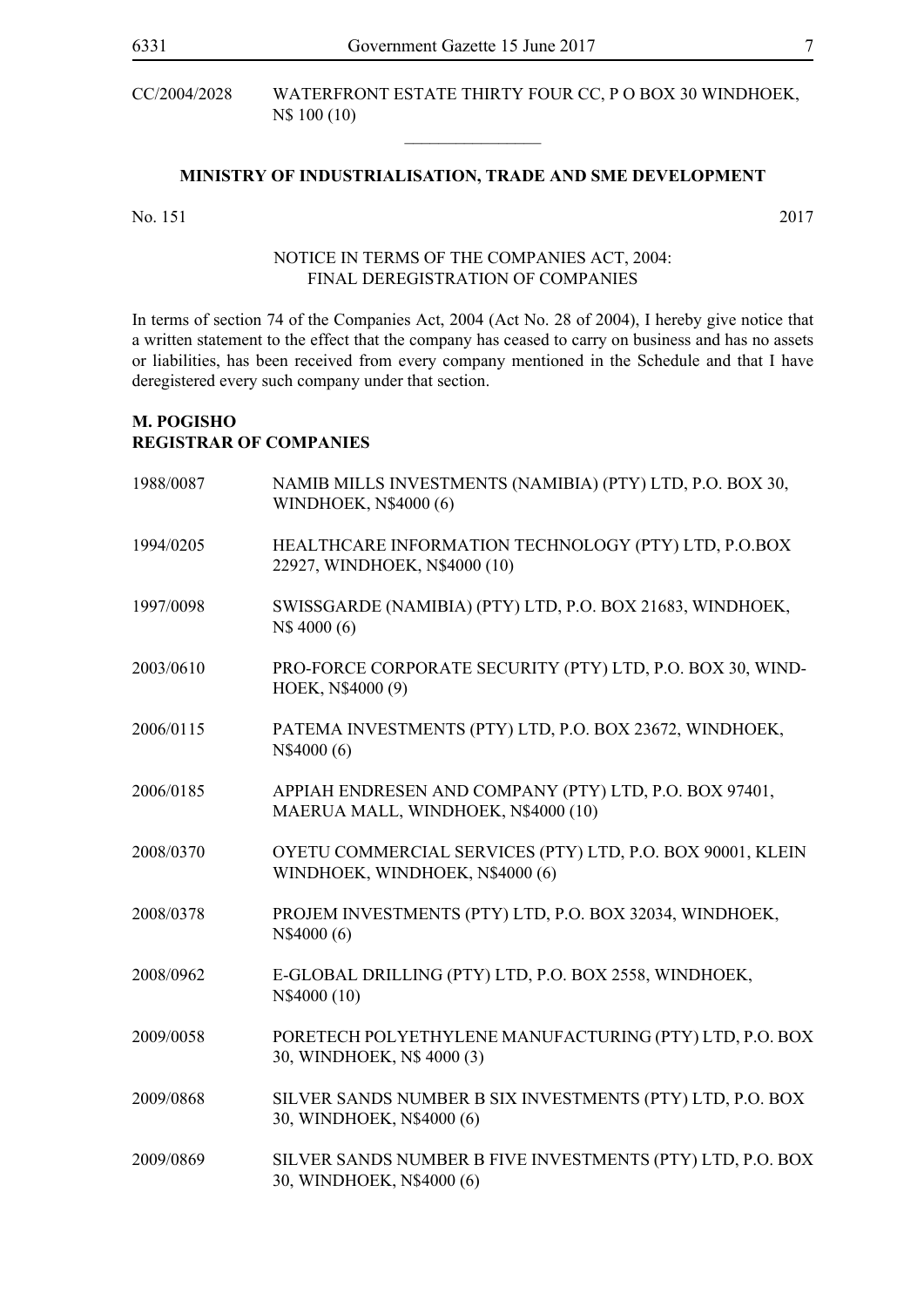CC/2004/2028 WATERFRONT ESTATE THIRTY FOUR CC, P O BOX 30 WINDHOEK, N$ 100 (10)

---

**MINISTRY OF INDUSTRIALISATION, TRADE AND SME DEVELOPMENT**

No. 151 2017

NOTICE IN TERMS OF THE COMPANIES ACT, 2004:
FINAL DEREGISTRATION OF COMPANIES

In terms of section 74 of the Companies Act, 2004 (Act No. 28 of 2004), I hereby give notice that a written statement to the effect that the company has ceased to carry on business and has no assets or liabilities, has been received from every company mentioned in the Schedule and that I have deregistered every such company under that section.

**M. POGISHO**
**REGISTRAR OF COMPANIES**

1988/0087 NAMIB MILLS INVESTMENTS (NAMIBIA) (PTY) LTD, P.O. BOX 30, WINDHOEK, N$4000 (6)

1994/0205 HEALTHCARE INFORMATION TECHNOLOGY (PTY) LTD, P.O.BOX 22927, WINDHOEK, N$4000 (10)

1997/0098 SWISSGARDE (NAMIBIA) (PTY) LTD, P.O. BOX 21683, WINDHOEK, N$ 4000 (6)

2003/0610 PRO-FORCE CORPORATE SECURITY (PTY) LTD, P.O. BOX 30, WINDHOEK, N$4000 (9)

2006/0115 PATEMA INVESTMENTS (PTY) LTD, P.O. BOX 23672, WINDHOEK, N$4000 (6)

2006/0185 APPIAH ENDRESEN AND COMPANY (PTY) LTD, P.O. BOX 97401, MAERUA MALL, WINDHOEK, N$4000 (10)

2008/0370 OYETU COMMERCIAL SERVICES (PTY) LTD, P.O. BOX 90001, KLEIN WINDHOEK, WINDHOEK, N$4000 (6)

2008/0378 PROJEM INVESTMENTS (PTY) LTD, P.O. BOX 32034, WINDHOEK, N$4000 (6)

2008/0962 E-GLOBAL DRILLING (PTY) LTD, P.O. BOX 2558, WINDHOEK, N$4000 (10)

2009/0058 PORETECH POLYETHYLENE MANUFACTURING (PTY) LTD, P.O. BOX 30, WINDHOEK, N$ 4000 (3)

2009/0868 SILVER SANDS NUMBER B SIX INVESTMENTS (PTY) LTD, P.O. BOX 30, WINDHOEK, N$4000 (6)

2009/0869 SILVER SANDS NUMBER B FIVE INVESTMENTS (PTY) LTD, P.O. BOX 30, WINDHOEK, N$4000 (6)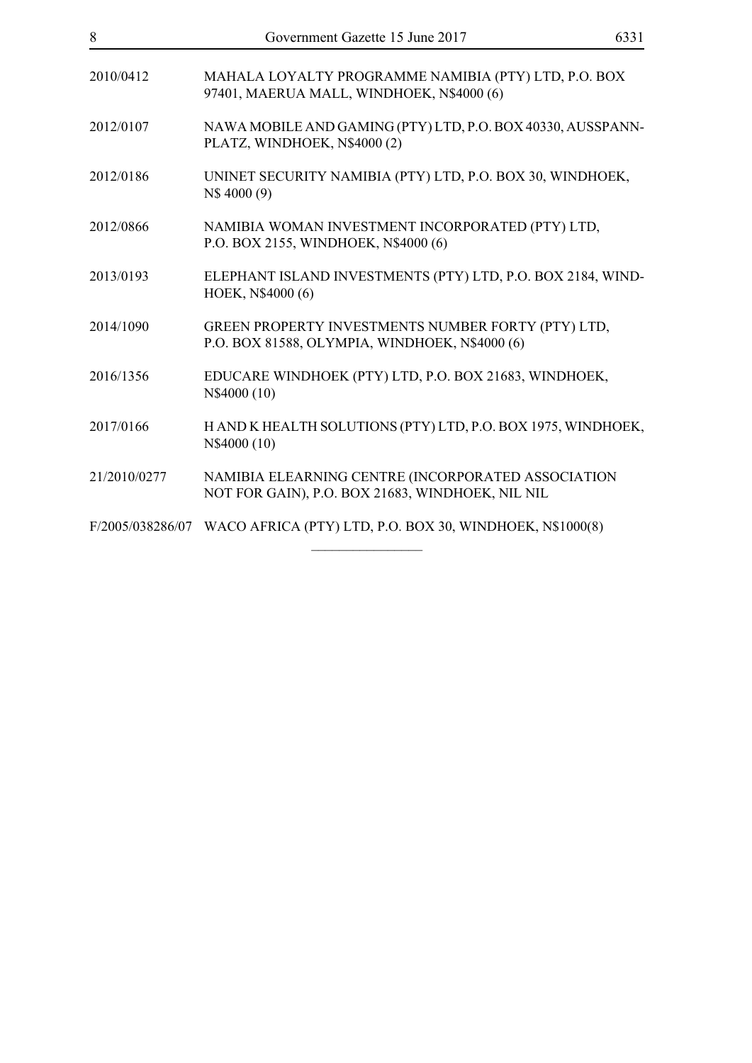| | |
|---|---|
| 2010/0412 | MAHALA LOYALTY PROGRAMME NAMIBIA (PTY) LTD, P.O. BOX 97401, MAERUA MALL, WINDHOEK, N$4000 (6) |
| 2012/0107 | NAWA MOBILE AND GAMING (PTY) LTD, P.O. BOX 40330, AUSSPANN-PLATZ, WINDHOEK, N$4000 (2) |
| 2012/0186 | UNINET SECURITY NAMIBIA (PTY) LTD, P.O. BOX 30, WINDHOEK, N$ 4000 (9) |
| 2012/0866 | NAMIBIA WOMAN INVESTMENT INCORPORATED (PTY) LTD, P.O. BOX 2155, WINDHOEK, N$4000 (6) |
| 2013/0193 | ELEPHANT ISLAND INVESTMENTS (PTY) LTD, P.O. BOX 2184, WIND-HOEK, N$4000 (6) |
| 2014/1090 | GREEN PROPERTY INVESTMENTS NUMBER FORTY (PTY) LTD, P.O. BOX 81588, OLYMPIA, WINDHOEK, N$4000 (6) |
| 2016/1356 | EDUCARE WINDHOEK (PTY) LTD, P.O. BOX 21683, WINDHOEK, N$4000 (10) |
| 2017/0166 | H AND K HEALTH SOLUTIONS (PTY) LTD, P.O. BOX 1975, WINDHOEK, N$4000 (10) |
| 21/2010/0277 | NAMIBIA ELEARNING CENTRE (INCORPORATED ASSOCIATION NOT FOR GAIN), P.O. BOX 21683, WINDHOEK, NIL NIL |
| F/2005/038286/07 | WACO AFRICA (PTY) LTD, P.O. BOX 30, WINDHOEK, N$1000(8) |